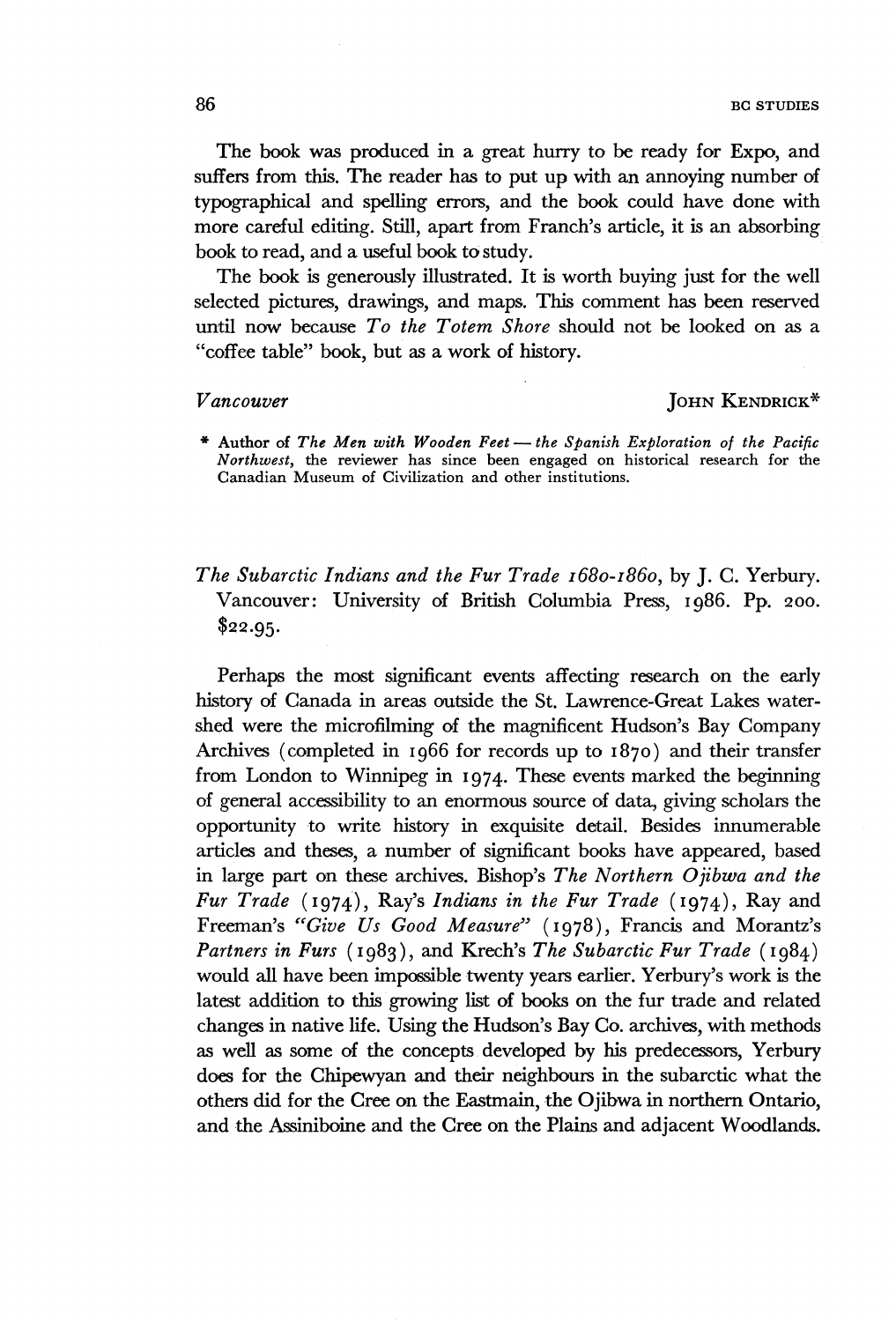The book was produced in a great hurry to be ready for Expo, and suffers from this. The reader has to put up with an annoying number of typographical and spelling errors, and the book could have done with more careful editing. Still, apart from Franch's article, it is an absorbing book to read, and a useful book to study.

The book is generously illustrated. It is worth buying just for the well selected pictures, drawings, and maps. This comment has been reserved until now because *To the Totem Shore* should not be looked on as a "coffee table" book, but as a work of history.

*Vancouver* JOHN KENDRICK*

\* Author of *The Men with Wooden Feet — the Spanish Exploration of the Pacific Northwest,* the reviewer has since been engaged on historical research for the Canadian Museum of Civilization and other institutions.

*The Subarctic Indians and the Fur Trade 1680-1860*, by J. C. Yerbury. Vancouver: University of British Columbia Press, 1986. Pp. 200. $22.95.

Perhaps the most significant events affecting research on the early history of Canada in areas outside the St. Lawrence-Great Lakes watershed were the microfilming of the magnificent Hudson's Bay Company Archives (completed in 1966 for records up to 1870) and their transfer from London to Winnipeg in 1974. These events marked the beginning of general accessibility to an enormous source of data, giving scholars the opportunity to write history in exquisite detail. Besides innumerable articles and theses, a number of significant books have appeared, based in large part on these archives. Bishop's *The Northern Ojibwa and the Fur Trade* (1974), Ray's *Indians in the Fur Trade* (1974), Ray and Freeman's *"Give Us Good Measure"* (1978), Francis and Morantz's *Partners in Furs* (1983), and Krech's *The Subarctic Fur Trade* (1984) would all have been impossible twenty years earlier. Yerbury's work is the latest addition to this growing list of books on the fur trade and related changes in native life. Using the Hudson's Bay Co. archives, with methods as well as some of the concepts developed by his predecessors, Yerbury does for the Chipewyan and their neighbours in the subarctic what the others did for the Cree on the Eastmain, the Ojibwa in northern Ontario, and the Assiniboine and the Cree on the Plains and adjacent Woodlands.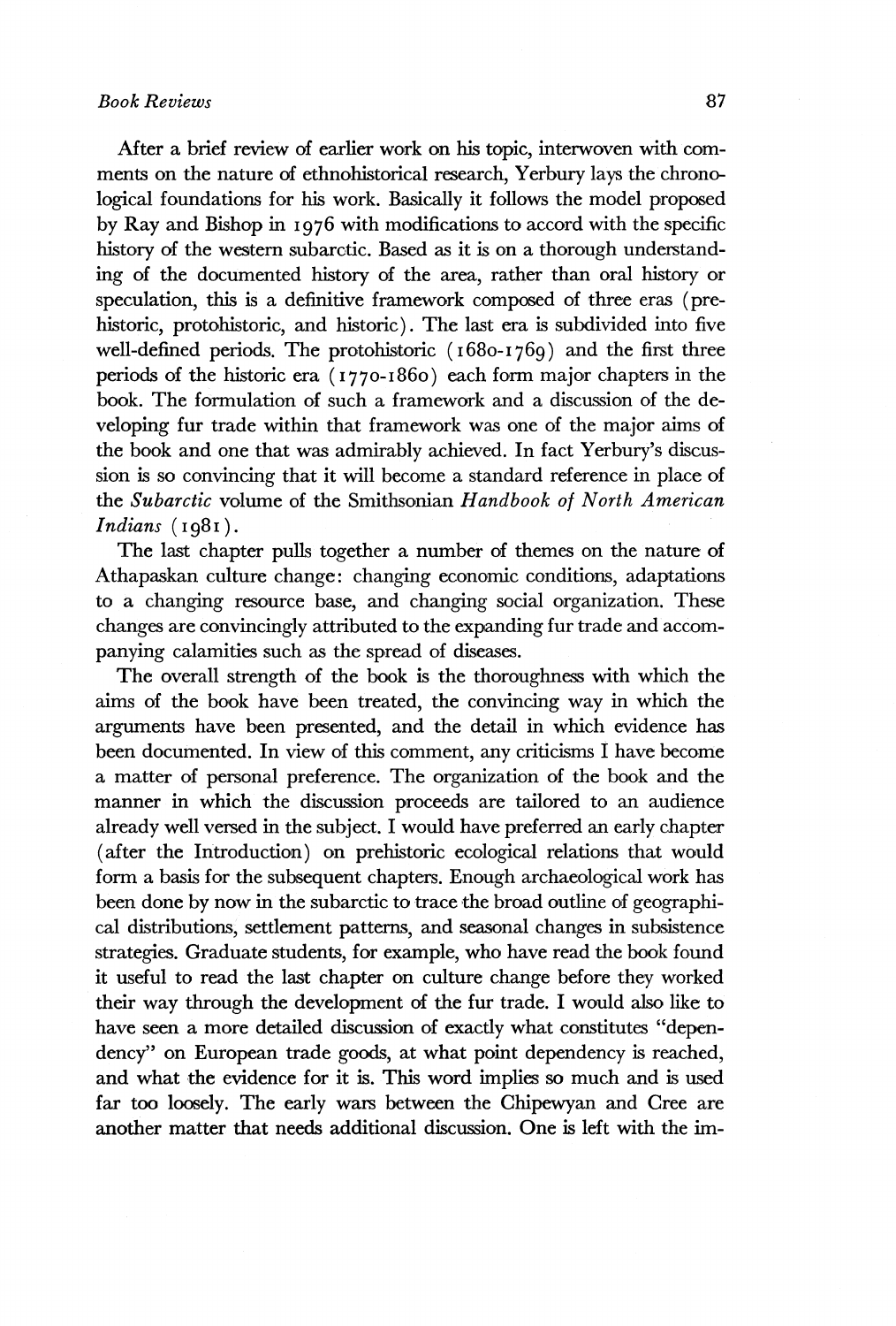After a brief review of earlier work on his topic, interwoven with comments on the nature of ethnohistorical research, Yerbury lays the chronological foundations for his work. Basically it follows the model proposed by Ray and Bishop in 1976 with modifications to accord with the specific history of the western subarctic. Based as it is on a thorough understanding of the documented history of the area, rather than oral history or speculation, this is a definitive framework composed of three eras (prehistoric, protohistoric, and historic). The last era is subdivided into five well-defined periods. The protohistoric (1680-1769) and the first three periods of the historic era (1770-1860) each form major chapters in the book. The formulation of such a framework and a discussion of the developing fur trade within that framework was one of the major aims of the book and one that was admirably achieved. In fact Yerbury's discussion is so convincing that it will become a standard reference in place of the *Subarctic* volume of the Smithsonian *Handbook of North American Indians* (1981).

The last chapter pulls together a number of themes on the nature of Athapaskan culture change: changing economic conditions, adaptations to a changing resource base, and changing social organization. These changes are convincingly attributed to the expanding fur trade and accompanying calamities such as the spread of diseases.

The overall strength of the book is the thoroughness with which the aims of the book have been treated, the convincing way in which the arguments have been presented, and the detail in which evidence has been documented. In view of this comment, any criticisms I have become a matter of personal preference. The organization of the book and the manner in which the discussion proceeds are tailored to an audience already well versed in the subject. I would have preferred an early chapter (after the Introduction) on prehistoric ecological relations that would form a basis for the subsequent chapters. Enough archaeological work has been done by now in the subarctic to trace the broad outline of geographical distributions, settlement patterns, and seasonal changes in subsistence strategies. Graduate students, for example, who have read the book found it useful to read the last chapter on culture change before they worked their way through the development of the fur trade. I would also like to have seen a more detailed discussion of exactly what constitutes "dependency" on European trade goods, at what point dependency is reached, and what the evidence for it is. This word implies so much and is used far too loosely. The early wars between the Chipewyan and Cree are another matter that needs additional discussion. One is left with the im-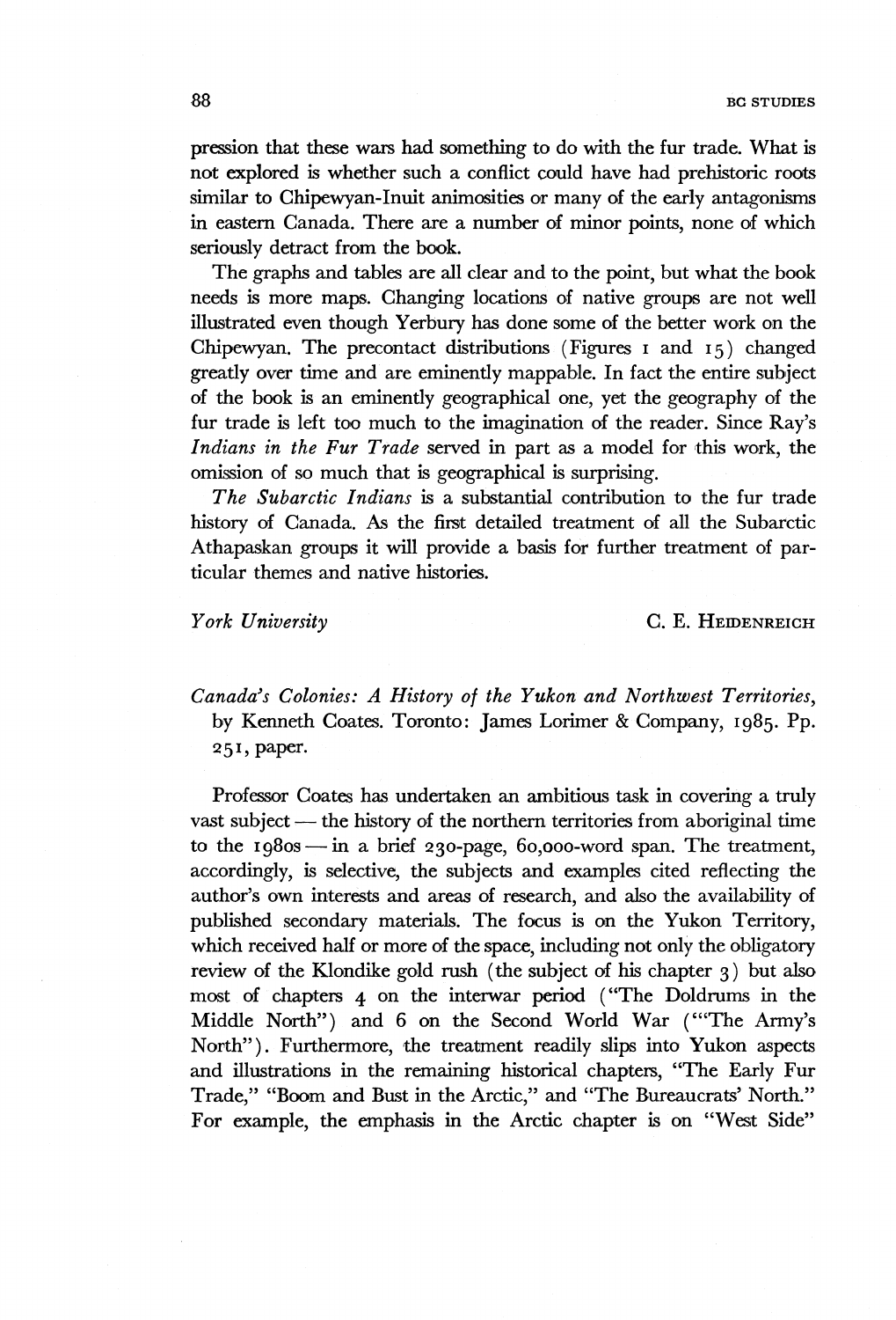pression that these wars had something to do with the fur trade. What is not explored is whether such a conflict could have had prehistoric roots similar to Chipewyan-Inuit animosities or many of the early antagonisms in eastern Canada. There are a number of minor points, none of which seriously detract from the book.

The graphs and tables are all clear and to the point, but what the book needs is more maps. Changing locations of native groups are not well illustrated even though Yerbury has done some of the better work on the Chipewyan. The precontact distributions (Figures 1 and 15) changed greatly over time and are eminently mappable. In fact the entire subject of the book is an eminently geographical one, yet the geography of the fur trade is left too much to the imagination of the reader. Since Ray's *Indians in the Fur Trade* served in part as a model for this work, the omission of so much that is geographical is surprising.

*The Subarctic Indians* is a substantial contribution to the fur trade history of Canada. As the first detailed treatment of all the Subarctic Athapaskan groups it will provide a basis for further treatment of particular themes and native histories.

*York University* C. E. HEIDENREICH

*Canada's Colonies: A History of the Yukon and Northwest Territories*, by Kenneth Coates. Toronto: James Lorimer & Company, 1985. Pp. 251, paper.

Professor Coates has undertaken an ambitious task in covering a truly vast subject — the history of the northern territories from aboriginal time to the 1980s — in a brief 230-page, 60,000-word span. The treatment, accordingly, is selective, the subjects and examples cited reflecting the author's own interests and areas of research, and also the availability of published secondary materials. The focus is on the Yukon Territory, which received half or more of the space, including not only the obligatory review of the Klondike gold rush (the subject of his chapter 3) but also most of chapters 4 on the interwar period ("The Doldrums in the Middle North") and 6 on the Second World War ("'The Army's North"). Furthermore, the treatment readily slips into Yukon aspects and illustrations in the remaining historical chapters, "The Early Fur Trade," "Boom and Bust in the Arctic," and "The Bureaucrats' North." For example, the emphasis in the Arctic chapter is on "West Side"